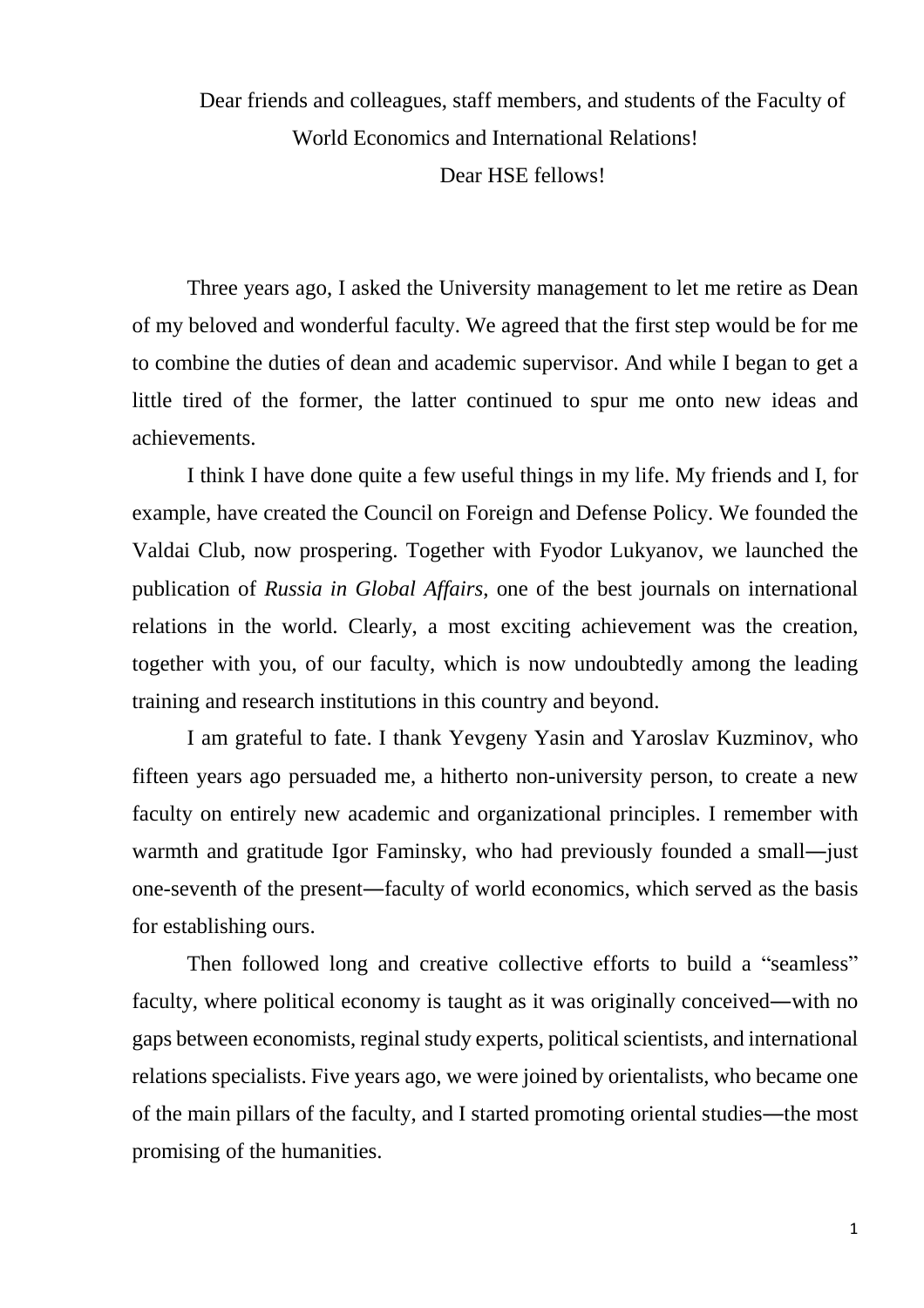Dear friends and colleagues, staff members, and students of the Faculty of World Economics and International Relations!

Dear HSE fellows!

Three years ago, I asked the University management to let me retire as Dean of my beloved and wonderful faculty. We agreed that the first step would be for me to combine the duties of dean and academic supervisor. And while I began to get a little tired of the former, the latter continued to spur me onto new ideas and achievements.

I think I have done quite a few useful things in my life. My friends and I, for example, have created the Council on Foreign and Defense Policy. We founded the Valdai Club, now prospering. Together with Fyodor Lukyanov, we launched the publication of *Russia in Global Affairs*, one of the best journals on international relations in the world. Clearly, a most exciting achievement was the creation, together with you, of our faculty, which is now undoubtedly among the leading training and research institutions in this country and beyond.

I am grateful to fate. I thank Yevgeny Yasin and Yaroslav Kuzminov, who fifteen years ago persuaded me, a hitherto non-university person, to create a new faculty on entirely new academic and organizational principles. I remember with warmth and gratitude Igor Faminsky, who had previously founded a small—just one-seventh of the present—faculty of world economics, which served as the basis for establishing ours.

Then followed long and creative collective efforts to build a "seamless" faculty, where political economy is taught as it was originally conceived—with no gaps between economists, reginal study experts, political scientists, and international relations specialists. Five years ago, we were joined by orientalists, who became one of the main pillars of the faculty, and I started promoting oriental studies—the most promising of the humanities.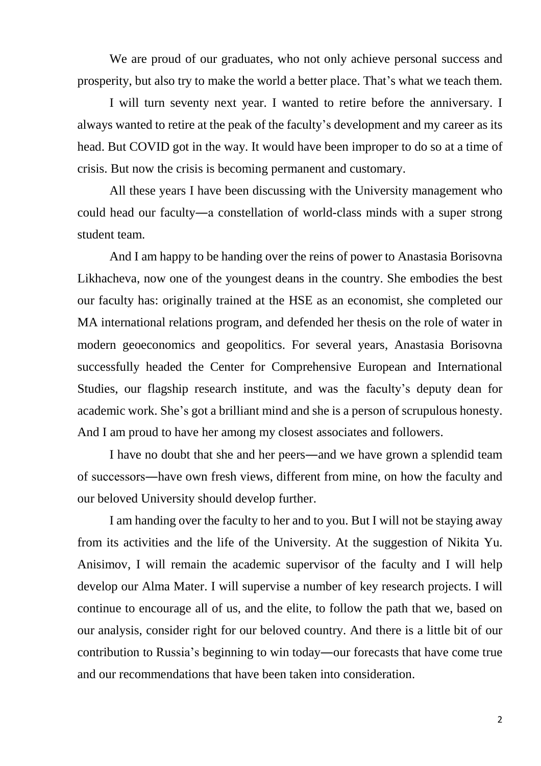We are proud of our graduates, who not only achieve personal success and prosperity, but also try to make the world a better place. That's what we teach them.

I will turn seventy next year. I wanted to retire before the anniversary. I always wanted to retire at the peak of the faculty's development and my career as its head. But COVID got in the way. It would have been improper to do so at a time of crisis. But now the crisis is becoming permanent and customary.

All these years I have been discussing with the University management who could head our faculty—a constellation of world-class minds with a super strong student team.

And I am happy to be handing over the reins of power to Anastasia Borisovna Likhacheva, now one of the youngest deans in the country. She embodies the best our faculty has: originally trained at the HSE as an economist, she completed our MA international relations program, and defended her thesis on the role of water in modern geoeconomics and geopolitics. For several years, Anastasia Borisovna successfully headed the Center for Comprehensive European and International Studies, our flagship research institute, and was the faculty's deputy dean for academic work. She's got a brilliant mind and she is a person of scrupulous honesty. And I am proud to have her among my closest associates and followers.

I have no doubt that she and her peers—and we have grown a splendid team of successors—have own fresh views, different from mine, on how the faculty and our beloved University should develop further.

I am handing over the faculty to her and to you. But I will not be staying away from its activities and the life of the University. At the suggestion of Nikita Yu. Anisimov, I will remain the academic supervisor of the faculty and I will help develop our Alma Mater. I will supervise a number of key research projects. I will continue to encourage all of us, and the elite, to follow the path that we, based on our analysis, consider right for our beloved country. And there is a little bit of our contribution to Russia's beginning to win today—our forecasts that have come true and our recommendations that have been taken into consideration.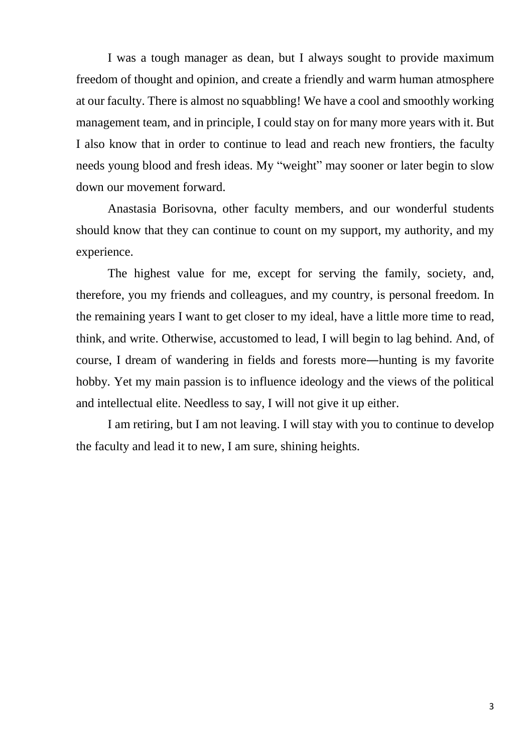I was a tough manager as dean, but I always sought to provide maximum freedom of thought and opinion, and create a friendly and warm human atmosphere at our faculty. There is almost no squabbling! We have a cool and smoothly working management team, and in principle, I could stay on for many more years with it. But I also know that in order to continue to lead and reach new frontiers, the faculty needs young blood and fresh ideas. My "weight" may sooner or later begin to slow down our movement forward.

Anastasia Borisovna, other faculty members, and our wonderful students should know that they can continue to count on my support, my authority, and my experience.

The highest value for me, except for serving the family, society, and, therefore, you my friends and colleagues, and my country, is personal freedom. In the remaining years I want to get closer to my ideal, have a little more time to read, think, and write. Otherwise, accustomed to lead, I will begin to lag behind. And, of course, I dream of wandering in fields and forests more—hunting is my favorite hobby. Yet my main passion is to influence ideology and the views of the political and intellectual elite. Needless to say, I will not give it up either.

I am retiring, but I am not leaving. I will stay with you to continue to develop the faculty and lead it to new, I am sure, shining heights.